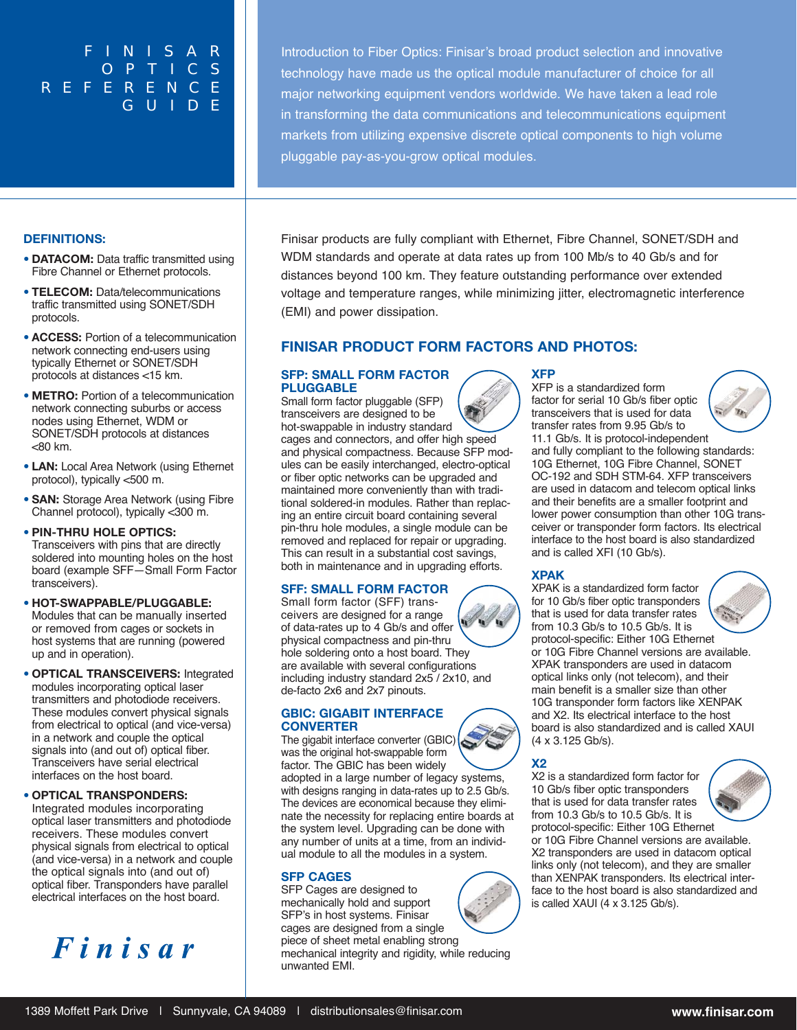# FINISAR OPTICS REFERENCE GUIDE

Introduction to Fiber Optics: Finisar's broad product selection and innovative technology have made us the optical module manufacturer of choice for all major networking equipment vendors worldwide. We have taken a lead role in transforming the data communications and telecommunications equipment markets from utilizing expensive discrete optical components to high volume pluggable pay-as-you-grow optical modules.

## DEFINITIONS:

- **DATACOM:** Data traffic transmitted using Fibre Channel or Ethernet protocols.
- **TELECOM:** Data/telecommunications traffic transmitted using SONET/SDH protocols.
- **ACCESS:** Portion of a telecommunication network connecting end-users using typically Ethernet or SONET/SDH protocols at distances <15 km.
- **METRO:** Portion of a telecommunication network connecting suburbs or access nodes using Ethernet, WDM or SONET/SDH protocols at distances <80 km.
- **LAN:** Local Area Network (using Ethernet protocol), typically <500 m.
- **SAN:** Storage Area Network (using Fibre Channel protocol), typically <300 m.
- **PIN-THRU HOLE OPTICS:** Transceivers with pins that are directly soldered into mounting holes on the host board (example SFF—Small Form Factor transceivers).
- **HOT-SWAPPABLE/PLUGGABLE:** Modules that can be manually inserted or removed from cages or sockets in host systems that are running (powered up and in operation).
- **OPTICAL TRANSCEIVERS:** Integrated modules incorporating optical laser transmitters and photodiode receivers. These modules convert physical signals from electrical to optical (and vice-versa) in a network and couple the optical signals into (and out of) optical fiber. Transceivers have serial electrical interfaces on the host board.
- **OPTICAL TRANSPONDERS:** Integrated modules incorporating optical laser transmitters and photodiode receivers. These modules convert physical signals from electrical to optical (and vice-versa) in a network and couple the optical signals into (and out of) optical fiber. Transponders have parallel electrical interfaces on the host board.

Finisar

Finisar products are fully compliant with Ethernet, Fibre Channel, SONET/SDH and WDM standards and operate at data rates up from 100 Mb/s to 40 Gb/s and for distances beyond 100 km. They feature outstanding performance over extended voltage and temperature ranges, while minimizing jitter, electromagnetic interference (EMI) and power dissipation.

## FINISAR PRODUCT FORM FACTORS AND PHOTOS:

### SFP: SMALL FORM FACTOR PLUGGABLE

Small form factor pluggable (SFP) transceivers are designed to be hot-swappable in industry standard cages and connectors, and offer high speed and physical compactness. Because SFP modules can be easily interchanged, electro-optical or fiber optic networks can be upgraded and maintained more conveniently than with traditional soldered-in modules. Rather than replacing an entire circuit board containing several pin-thru hole modules, a single module can be removed and replaced for repair or upgrading. This can result in a substantial cost savings, both in maintenance and in upgrading efforts.

### SFF: SMALL FORM FACTOR

Small form factor (SFF) transceivers are designed for a range of data-rates up to 4 Gb/s and offer physical compactness and pin-thru hole soldering onto a host board. They are available with several configurations including industry standard 2x5 / 2x10, and de-facto 2x6 and 2x7 pinouts.

### GBIC: GIGABIT INTERFACE CONVERTER

The gigabit interface converter (GBIC) was the original hot-swappable form factor. The GBIC has been widely adopted in a large number of legacy systems, with designs ranging in data-rates up to 2.5 Gb/s. The devices are economical because they eliminate the necessity for replacing entire boards at the system level. Upgrading can be done with any number of units at a time, from an individual module to all the modules in a system.

### SFP CAGES

SFP Cages are designed to mechanically hold and support SFP's in host systems. Finisar cages are designed from a single piece of sheet metal enabling strong mechanical integrity and rigidity, while reducing unwanted EMI.

### XFP

XFP is a standardized form factor for serial 10 Gb/s fiber optic transceivers that is used for data transfer rates from 9.95 Gb/s to 11.1 Gb/s. It is protocol-independent and fully compliant to the following standards: 10G Ethernet, 10G Fibre Channel, SONET OC-192 and SDH STM-64. XFP transceivers are used in datacom and telecom optical links and their benefits are a smaller footprint and lower power consumption than other 10G transceiver or transponder form factors. Its electrical interface to the host board is also standardized and is called XFI (10 Gb/s).

### XPAK

XPAK is a standardized form factor for 10 Gb/s fiber optic transponders that is used for data transfer rates from 10.3 Gb/s to 10.5 Gb/s. It is protocol-specific: Either 10G Ethernet or 10G Fibre Channel versions are available. XPAK transponders are used in datacom optical links only (not telecom), and their main benefit is a smaller size than other 10G transponder form factors like XENPAK and X2. Its electrical interface to the host board is also standardized and is called XAUI (4 x 3.125 Gb/s).

### X2

X2 is a standardized form factor for 10 Gb/s fiber optic transponders that is used for data transfer rates from 10.3 Gb/s to 10.5 Gb/s. It is protocol-specific: Either 10G Ethernet or 10G Fibre Channel versions are available. X2 transponders are used in datacom optical links only (not telecom), and they are smaller than XENPAK transponders. Its electrical interface to the host board is also standardized and is called XAUI (4 x 3.125 Gb/s).

1389 Moffett Park Drive | Sunnyvale, CA 94089 | distributionsales@finisar.com www.finisar.com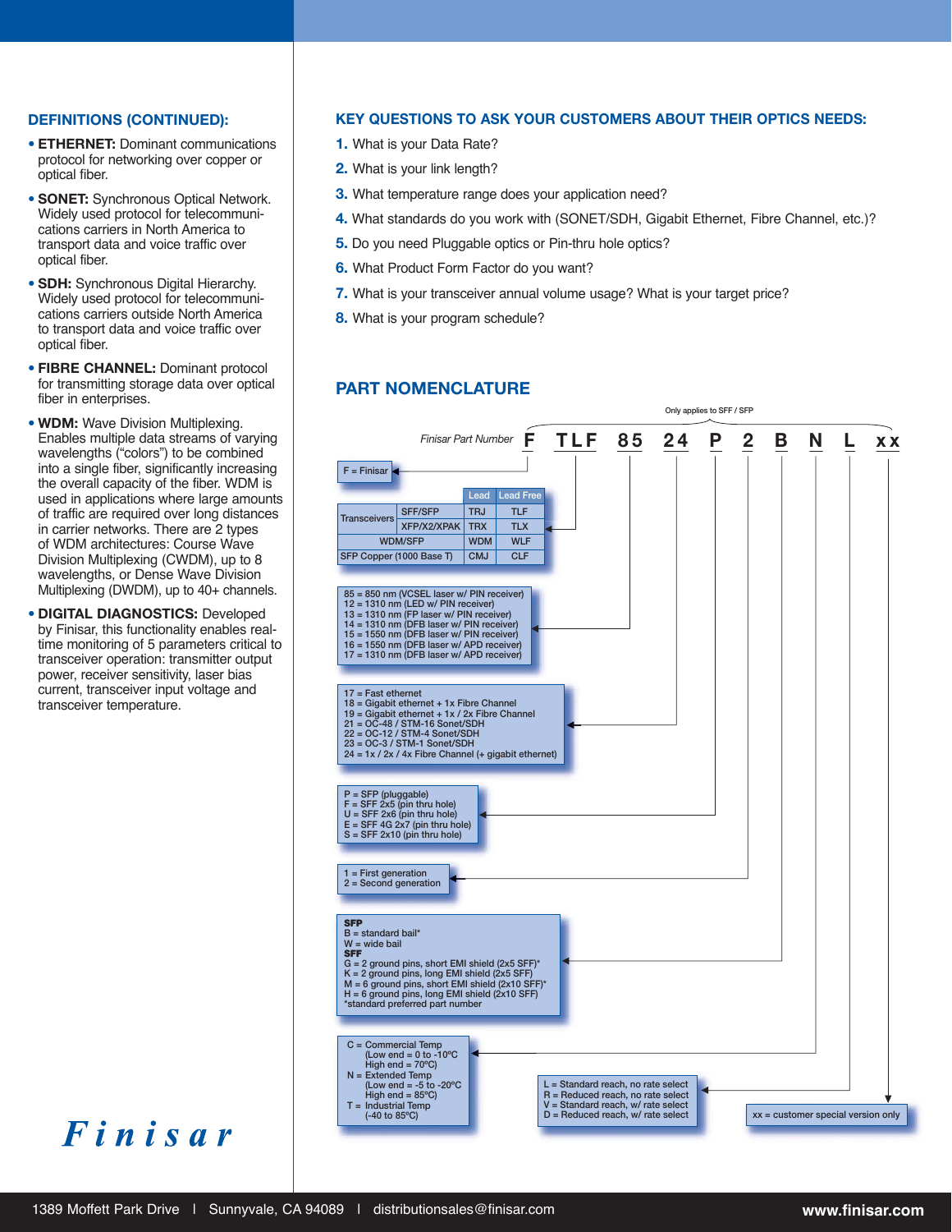## DEFINITIONS (CONTINUED):

- **ETHERNET:** Dominant communications protocol for networking over copper or optical fiber.
- **SONET:** Synchronous Optical Network. Widely used protocol for telecommunications carriers in North America to transport data and voice traffic over optical fiber.
- **SDH:** Synchronous Digital Hierarchy. Widely used protocol for telecommunications carriers outside North America to transport data and voice traffic over optical fiber.
- **FIBRE CHANNEL:** Dominant protocol for transmitting storage data over optical fiber in enterprises.
- **WDM:** Wave Division Multiplexing. Enables multiple data streams of varying wavelengths ("colors") to be combined into a single fiber, significantly increasing the overall capacity of the fiber. WDM is used in applications where large amounts of traffic are required over long distances in carrier networks. There are 2 types of WDM architectures: Course Wave Division Multiplexing (CWDM), up to 8 wavelengths, or Dense Wave Division Multiplexing (DWDM), up to 40+ channels.
- **DIGITAL DIAGNOSTICS:** Developed by Finisar, this functionality enables real-time monitoring of 5 parameters critical to transceiver operation: transmitter output power, receiver sensitivity, laser bias current, transceiver input voltage and transceiver temperature.

## KEY QUESTIONS TO ASK YOUR CUSTOMERS ABOUT THEIR OPTICS NEEDS:

1. What is your Data Rate?
2. What is your link length?
3. What temperature range does your application need?
4. What standards do you work with (SONET/SDH, Gigabit Ethernet, Fibre Channel, etc.)?
5. Do you need Pluggable optics or Pin-thru hole optics?
6. What Product Form Factor do you want?
7. What is your transceiver annual volume usage? What is your target price?
8. What is your program schedule?

## PART NOMENCLATURE

*Finisar Part Number* **F TLF 85 24 P 2 B N L xx**

Only applies to SFF / SFP

F = Finisar

| | | Lead | Lead Free |
|---|---|---|---|
| Transceivers | SFF/SFP | TRJ | TLF |
| | XFP/X2/XPAK | TRX | TLX |
| WDM/SFP | | WDM | WLF |
| SFP Copper (1000 Base T) | | CMJ | CLF |

85 = 850 nm (VCSEL laser w/ PIN receiver)
12 = 1310 nm (LED w/ PIN receiver)
13 = 1310 nm (FP laser w/ PIN receiver)
14 = 1310 nm (DFB laser w/ PIN receiver)
15 = 1550 nm (DFB laser w/ PIN receiver)
16 = 1550 nm (DFB laser w/ APD receiver)
17 = 1310 nm (DFB laser w/ APD receiver)

17 = Fast ethernet
18 = Gigabit ethernet + 1x Fibre Channel
19 = Gigabit ethernet + 1x / 2x Fibre Channel
21 = OC-48 / STM-16 Sonet/SDH
22 = OC-12 / STM-4 Sonet/SDH
23 = OC-3 / STM-1 Sonet/SDH
24 = 1x / 2x / 4x Fibre Channel (+ gigabit ethernet)

P = SFP (pluggable)
F = SFF 2x5 (pin thru hole)
U = SFF 2x6 (pin thru hole)
E = SFF 4G 2x7 (pin thru hole)
S = SFF 2x10 (pin thru hole)

1 = First generation
2 = Second generation

**SFP**
B = standard bail*
W = wide bail
**SFF**
G = 2 ground pins, short EMI shield (2x5 SFF)*
K = 2 ground pins, long EMI shield (2x5 SFF)
M = 6 ground pins, short EMI shield (2x10 SFF)*
H = 6 ground pins, long EMI shield (2x10 SFF)
*standard preferred part number

C = Commercial Temp
(Low end = 0 to -10ºC
High end = 70ºC)
N = Extended Temp
(Low end = -5 to -20ºC
High end = 85ºC)
T = Industrial Temp
(-40 to 85ºC)

L = Standard reach, no rate select
R = Reduced reach, no rate select
V = Standard reach, w/ rate select
D = Reduced reach, w/ rate select

xx = customer special version only

**Finisar**

1389 Moffett Park Drive | Sunnyvale, CA 94089 | distributionsales@finisar.com

**www.finisar.com**